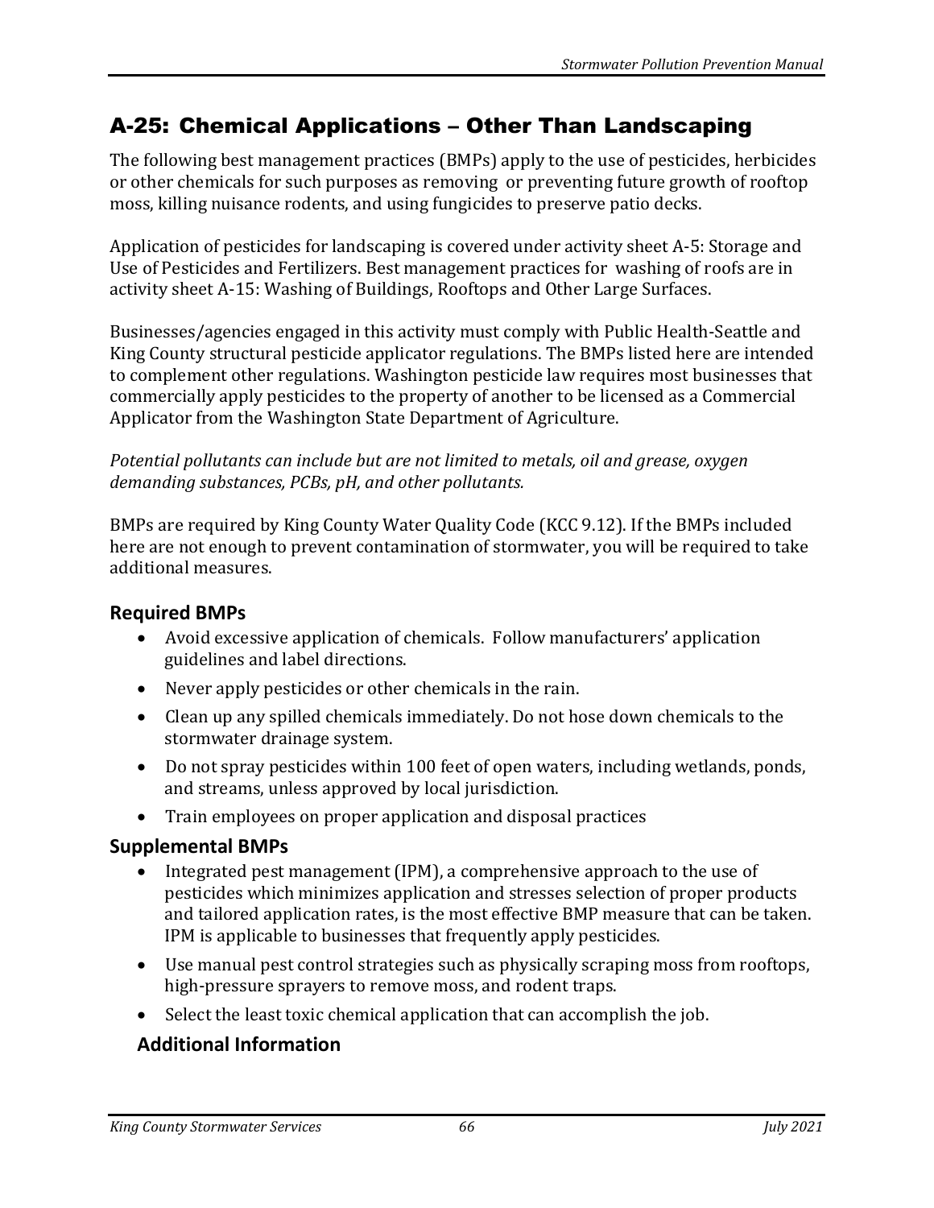## A-25: Chemical Applications – Other Than Landscaping

The following best management practices (BMPs) apply to the use of pesticides, herbicides or other chemicals for such purposes as removing or preventing future growth of rooftop moss, killing nuisance rodents, and using fungicides to preserve patio decks.

Application of pesticides for landscaping is covered under activity sheet A-5: Storage and Use of Pesticides and Fertilizers. Best management practices for washing of roofs are in activity sheet A-15: Washing of Buildings, Rooftops and Other Large Surfaces.

Businesses/agencies engaged in this activity must comply with Public Health-Seattle and King County structural pesticide applicator regulations. The BMPs listed here are intended to complement other regulations. Washington pesticide law requires most businesses that commercially apply pesticides to the property of another to be licensed as a Commercial Applicator from the Washington State Department of Agriculture.

*Potential pollutants can include but are not limited to metals, oil and grease, oxygen demanding substances, PCBs, pH, and other pollutants.*

BMPs are required by King County Water Quality Code (KCC 9.12). If the BMPs included here are not enough to prevent contamination of stormwater, you will be required to take additional measures.

### Required BMPs

- Avoid excessive application of chemicals. Follow manufacturers' application guidelines and label directions.
- Never apply pesticides or other chemicals in the rain.
- Clean up any spilled chemicals immediately. Do not hose down chemicals to the stormwater drainage system.
- Do not spray pesticides within 100 feet of open waters, including wetlands, ponds, and streams, unless approved by local jurisdiction.
- Train employees on proper application and disposal practices

### Supplemental BMPs

- Integrated pest management (IPM), a comprehensive approach to the use of pesticides which minimizes application and stresses selection of proper products and tailored application rates, is the most effective BMP measure that can be taken. IPM is applicable to businesses that frequently apply pesticides.
- Use manual pest control strategies such as physically scraping moss from rooftops, high-pressure sprayers to remove moss, and rodent traps.
- Select the least toxic chemical application that can accomplish the job.

### Additional Information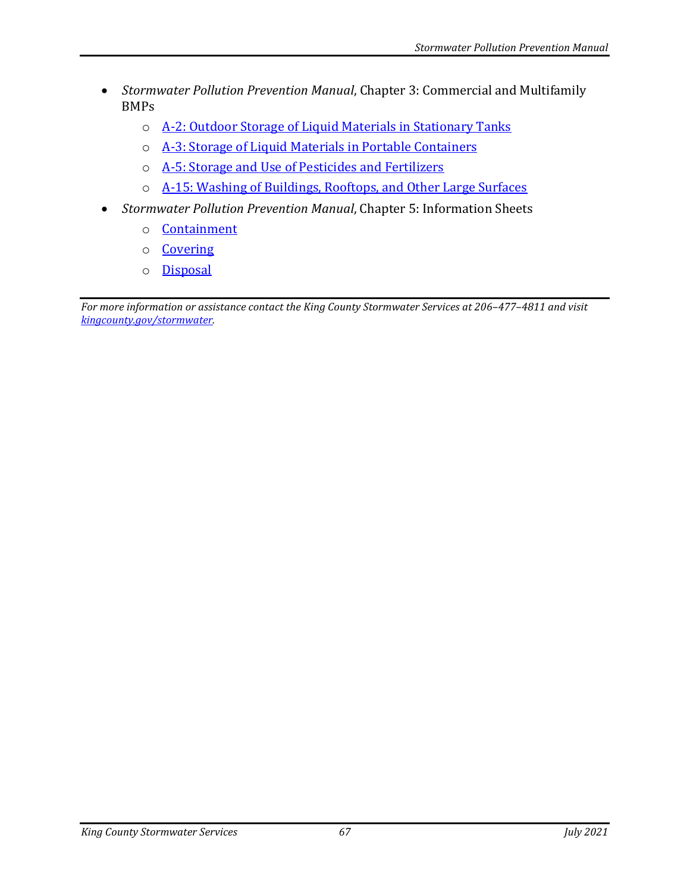- *Stormwater Pollution Prevention Manual*, Chapter 3: Commercial and Multifamily BMPs
  - A-2: Outdoor Storage of Liquid Materials in Stationary Tanks
  - A-3: Storage of Liquid Materials in Portable Containers
  - A-5: Storage and Use of Pesticides and Fertilizers
  - A-15: Washing of Buildings, Rooftops, and Other Large Surfaces
- *Stormwater Pollution Prevention Manual*, Chapter 5: Information Sheets
  - Containment
  - Covering
  - Disposal

---

*For more information or assistance contact the King County Stormwater Services at 206–477–4811 and visit kingcounty.gov/stormwater.*